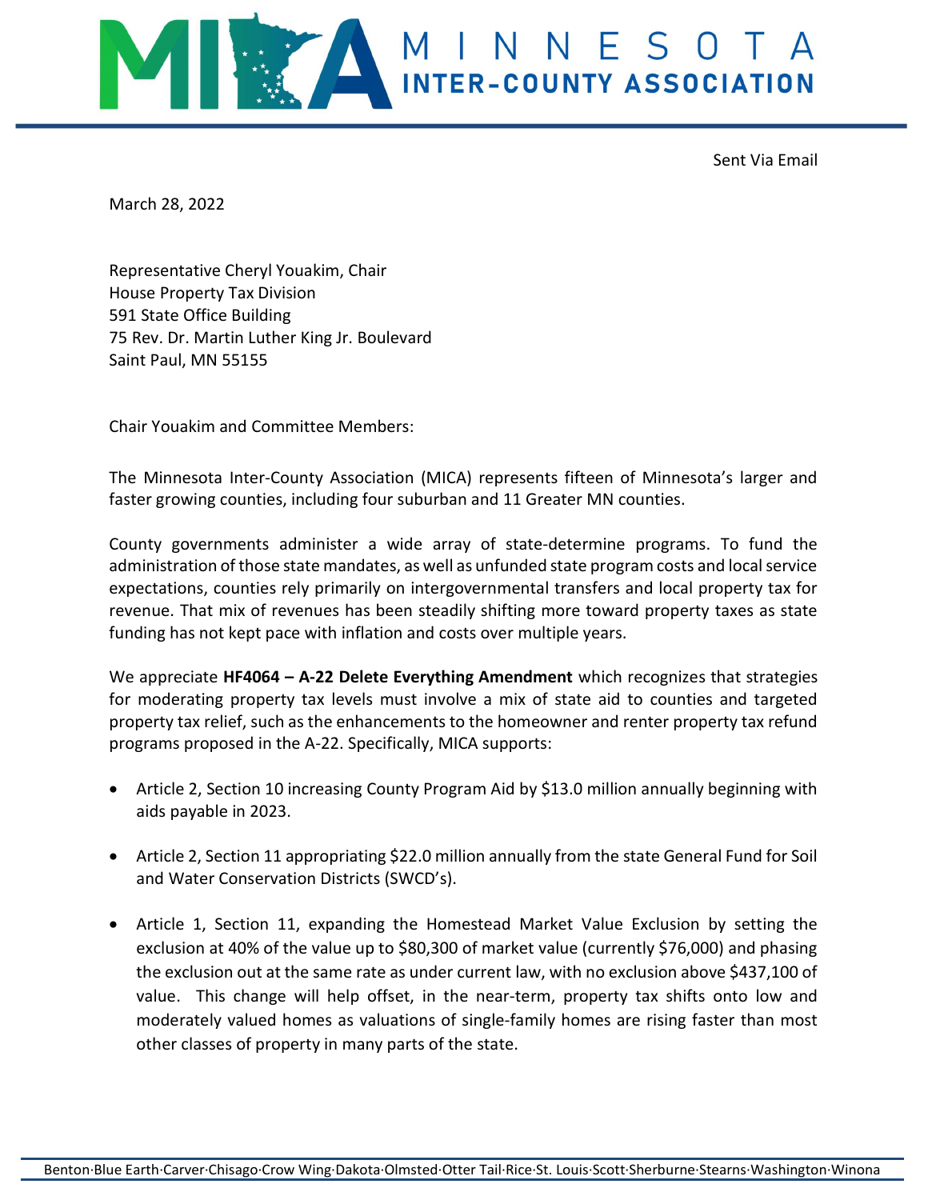# MINNESOTA INTER-COUNTY ASSOCIATION

Sent Via Email

March 28, 2022

Representative Cheryl Youakim, Chair
House Property Tax Division
591 State Office Building
75 Rev. Dr. Martin Luther King Jr. Boulevard
Saint Paul, MN 55155

Chair Youakim and Committee Members:

The Minnesota Inter-County Association (MICA) represents fifteen of Minnesota's larger and faster growing counties, including four suburban and 11 Greater MN counties.

County governments administer a wide array of state-determine programs. To fund the administration of those state mandates, as well as unfunded state program costs and local service expectations, counties rely primarily on intergovernmental transfers and local property tax for revenue. That mix of revenues has been steadily shifting more toward property taxes as state funding has not kept pace with inflation and costs over multiple years.

We appreciate **HF4064 – A-22 Delete Everything Amendment** which recognizes that strategies for moderating property tax levels must involve a mix of state aid to counties and targeted property tax relief, such as the enhancements to the homeowner and renter property tax refund programs proposed in the A-22. Specifically, MICA supports:

- Article 2, Section 10 increasing County Program Aid by $13.0 million annually beginning with aids payable in 2023.
- Article 2, Section 11 appropriating $22.0 million annually from the state General Fund for Soil and Water Conservation Districts (SWCD's).
- Article 1, Section 11, expanding the Homestead Market Value Exclusion by setting the exclusion at 40% of the value up to $80,300 of market value (currently $76,000) and phasing the exclusion out at the same rate as under current law, with no exclusion above $437,100 of value. This change will help offset, in the near-term, property tax shifts onto low and moderately valued homes as valuations of single-family homes are rising faster than most other classes of property in many parts of the state.

Benton·Blue Earth·Carver·Chisago·Crow Wing·Dakota·Olmsted·Otter Tail·Rice·St. Louis·Scott·Sherburne·Stearns·Washington·Winona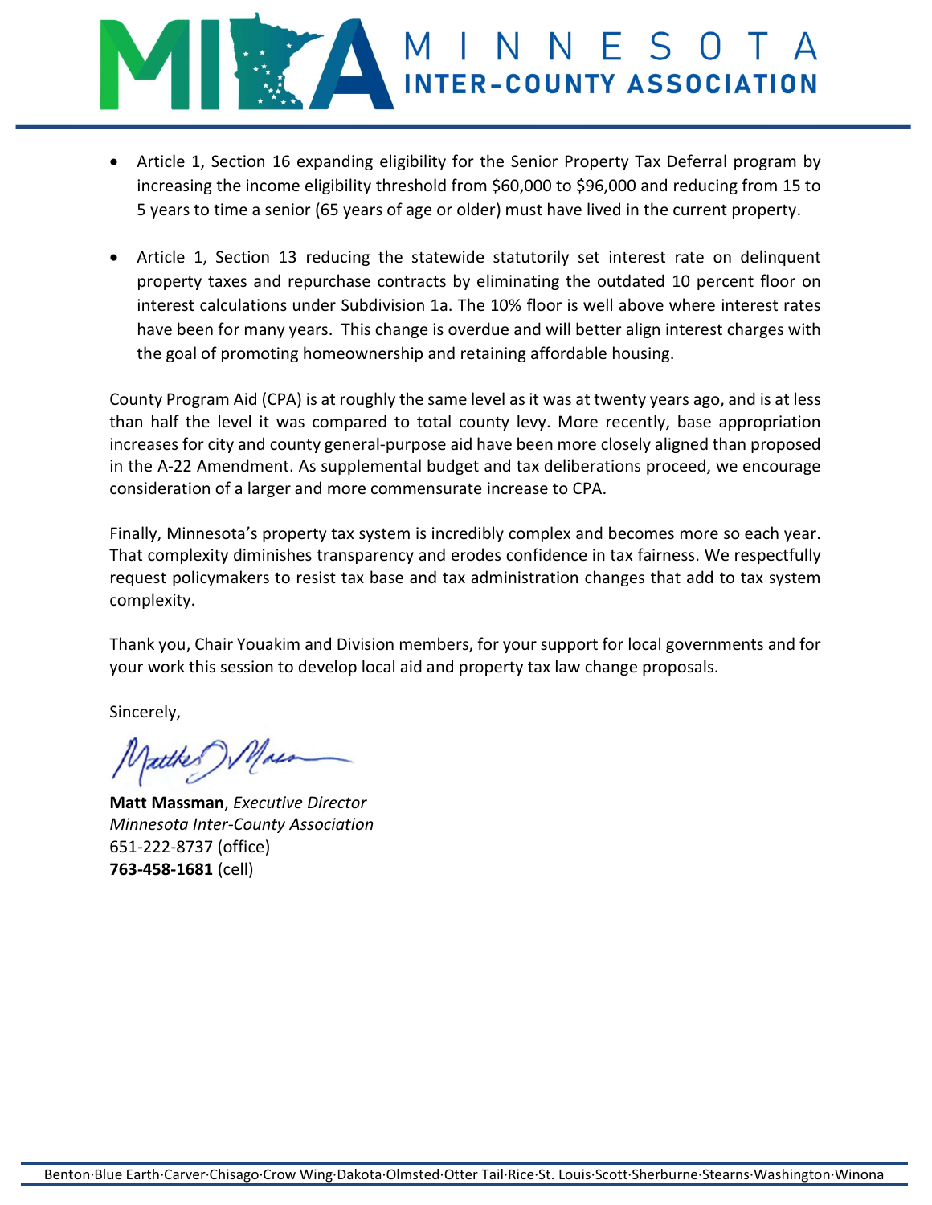- Article 1, Section 16 expanding eligibility for the Senior Property Tax Deferral program by increasing the income eligibility threshold from $60,000 to $96,000 and reducing from 15 to 5 years to time a senior (65 years of age or older) must have lived in the current property.

- Article 1, Section 13 reducing the statewide statutorily set interest rate on delinquent property taxes and repurchase contracts by eliminating the outdated 10 percent floor on interest calculations under Subdivision 1a. The 10% floor is well above where interest rates have been for many years. This change is overdue and will better align interest charges with the goal of promoting homeownership and retaining affordable housing.

County Program Aid (CPA) is at roughly the same level as it was at twenty years ago, and is at less than half the level it was compared to total county levy. More recently, base appropriation increases for city and county general-purpose aid have been more closely aligned than proposed in the A-22 Amendment. As supplemental budget and tax deliberations proceed, we encourage consideration of a larger and more commensurate increase to CPA.

Finally, Minnesota's property tax system is incredibly complex and becomes more so each year. That complexity diminishes transparency and erodes confidence in tax fairness. We respectfully request policymakers to resist tax base and tax administration changes that add to tax system complexity.

Thank you, Chair Youakim and Division members, for your support for local governments and for your work this session to develop local aid and property tax law change proposals.

Sincerely,

**Matt Massman**, *Executive Director*
*Minnesota Inter-County Association*
651-222-8737 (office)
**763-458-1681** (cell)